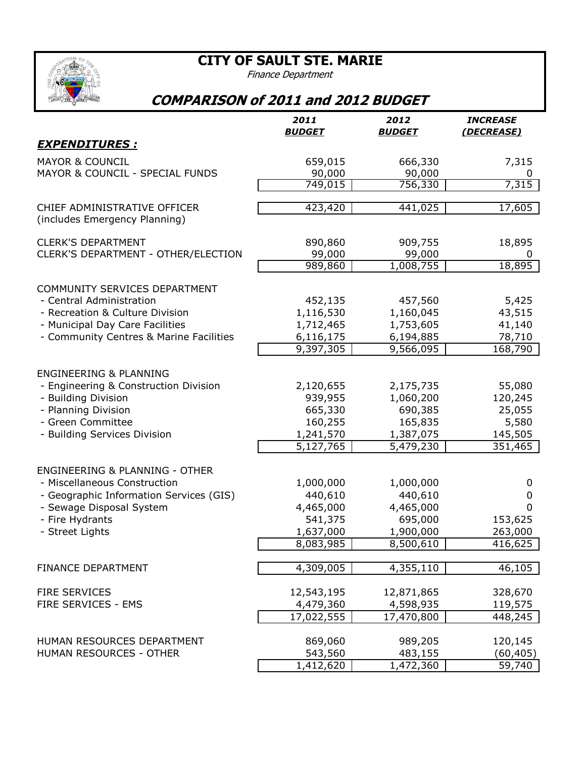# CITY OF SAULT STE. MARIE

*Finance Department*

## *COMPARISON of 2011 and 2012 BUDGET*

| | *2011 BUDGET* | *2012 BUDGET* | *INCREASE (DECREASE)* |
|---|---|---|---|
| ***EXPENDITURES :*** | | | |
| MAYOR & COUNCIL | 659,015 | 666,330 | 7,315 |
| MAYOR & COUNCIL - SPECIAL FUNDS | 90,000 | 90,000 | 0 |
| | 749,015 | 756,330 | 7,315 |
| CHIEF ADMINISTRATIVE OFFICER (includes Emergency Planning) | 423,420 | 441,025 | 17,605 |
| CLERK'S DEPARTMENT | 890,860 | 909,755 | 18,895 |
| CLERK'S DEPARTMENT - OTHER/ELECTION | 99,000 | 99,000 | 0 |
| | 989,860 | 1,008,755 | 18,895 |
| COMMUNITY SERVICES DEPARTMENT | | | |
| - Central Administration | 452,135 | 457,560 | 5,425 |
| - Recreation & Culture Division | 1,116,530 | 1,160,045 | 43,515 |
| - Municipal Day Care Facilities | 1,712,465 | 1,753,605 | 41,140 |
| - Community Centres & Marine Facilities | 6,116,175 | 6,194,885 | 78,710 |
| | 9,397,305 | 9,566,095 | 168,790 |
| ENGINEERING & PLANNING | | | |
| - Engineering & Construction Division | 2,120,655 | 2,175,735 | 55,080 |
| - Building Division | 939,955 | 1,060,200 | 120,245 |
| - Planning Division | 665,330 | 690,385 | 25,055 |
| - Green Committee | 160,255 | 165,835 | 5,580 |
| - Building Services Division | 1,241,570 | 1,387,075 | 145,505 |
| | 5,127,765 | 5,479,230 | 351,465 |
| ENGINEERING & PLANNING - OTHER | | | |
| - Miscellaneous Construction | 1,000,000 | 1,000,000 | 0 |
| - Geographic Information Services (GIS) | 440,610 | 440,610 | 0 |
| - Sewage Disposal System | 4,465,000 | 4,465,000 | 0 |
| - Fire Hydrants | 541,375 | 695,000 | 153,625 |
| - Street Lights | 1,637,000 | 1,900,000 | 263,000 |
| | 8,083,985 | 8,500,610 | 416,625 |
| FINANCE DEPARTMENT | 4,309,005 | 4,355,110 | 46,105 |
| FIRE SERVICES | 12,543,195 | 12,871,865 | 328,670 |
| FIRE SERVICES - EMS | 4,479,360 | 4,598,935 | 119,575 |
| | 17,022,555 | 17,470,800 | 448,245 |
| HUMAN RESOURCES DEPARTMENT | 869,060 | 989,205 | 120,145 |
| HUMAN RESOURCES - OTHER | 543,560 | 483,155 | (60,405) |
| | 1,412,620 | 1,472,360 | 59,740 |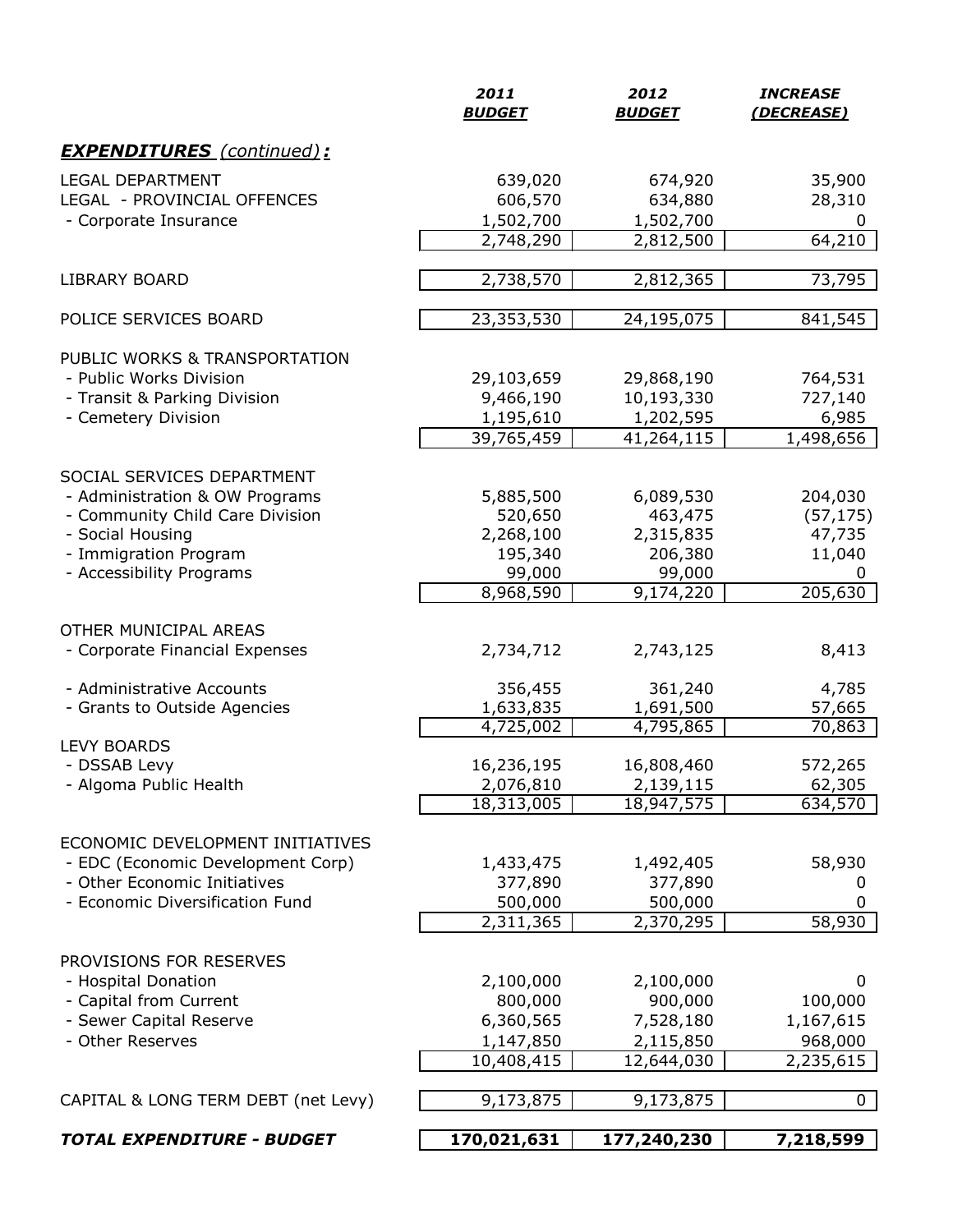| | 2011 BUDGET | 2012 BUDGET | INCREASE (DECREASE) |
|---|---|---|---|
| ***EXPENDITURES** (continued)**:*** | | | |
| LEGAL DEPARTMENT | 639,020 | 674,920 | 35,900 |
| LEGAL - PROVINCIAL OFFENCES | 606,570 | 634,880 | 28,310 |
| - Corporate Insurance | 1,502,700 | 1,502,700 | 0 |
| | 2,748,290 | 2,812,500 | 64,210 |
| LIBRARY BOARD | 2,738,570 | 2,812,365 | 73,795 |
| POLICE SERVICES BOARD | 23,353,530 | 24,195,075 | 841,545 |
| PUBLIC WORKS & TRANSPORTATION | | | |
| - Public Works Division | 29,103,659 | 29,868,190 | 764,531 |
| - Transit & Parking Division | 9,466,190 | 10,193,330 | 727,140 |
| - Cemetery Division | 1,195,610 | 1,202,595 | 6,985 |
| | 39,765,459 | 41,264,115 | 1,498,656 |
| SOCIAL SERVICES DEPARTMENT | | | |
| - Administration & OW Programs | 5,885,500 | 6,089,530 | 204,030 |
| - Community Child Care Division | 520,650 | 463,475 | (57,175) |
| - Social Housing | 2,268,100 | 2,315,835 | 47,735 |
| - Immigration Program | 195,340 | 206,380 | 11,040 |
| - Accessibility Programs | 99,000 | 99,000 | 0 |
| | 8,968,590 | 9,174,220 | 205,630 |
| OTHER MUNICIPAL AREAS | | | |
| - Corporate Financial Expenses | 2,734,712 | 2,743,125 | 8,413 |
| - Administrative Accounts | 356,455 | 361,240 | 4,785 |
| - Grants to Outside Agencies | 1,633,835 | 1,691,500 | 57,665 |
| | 4,725,002 | 4,795,865 | 70,863 |
| LEVY BOARDS | | | |
| - DSSAB Levy | 16,236,195 | 16,808,460 | 572,265 |
| - Algoma Public Health | 2,076,810 | 2,139,115 | 62,305 |
| | 18,313,005 | 18,947,575 | 634,570 |
| ECONOMIC DEVELOPMENT INITIATIVES | | | |
| - EDC (Economic Development Corp) | 1,433,475 | 1,492,405 | 58,930 |
| - Other Economic Initiatives | 377,890 | 377,890 | 0 |
| - Economic Diversification Fund | 500,000 | 500,000 | 0 |
| | 2,311,365 | 2,370,295 | 58,930 |
| PROVISIONS FOR RESERVES | | | |
| - Hospital Donation | 2,100,000 | 2,100,000 | 0 |
| - Capital from Current | 800,000 | 900,000 | 100,000 |
| - Sewer Capital Reserve | 6,360,565 | 7,528,180 | 1,167,615 |
| - Other Reserves | 1,147,850 | 2,115,850 | 968,000 |
| | 10,408,415 | 12,644,030 | 2,235,615 |
| CAPITAL & LONG TERM DEBT (net Levy) | 9,173,875 | 9,173,875 | 0 |
| ***TOTAL EXPENDITURE - BUDGET*** | **170,021,631** | **177,240,230** | **7,218,599** |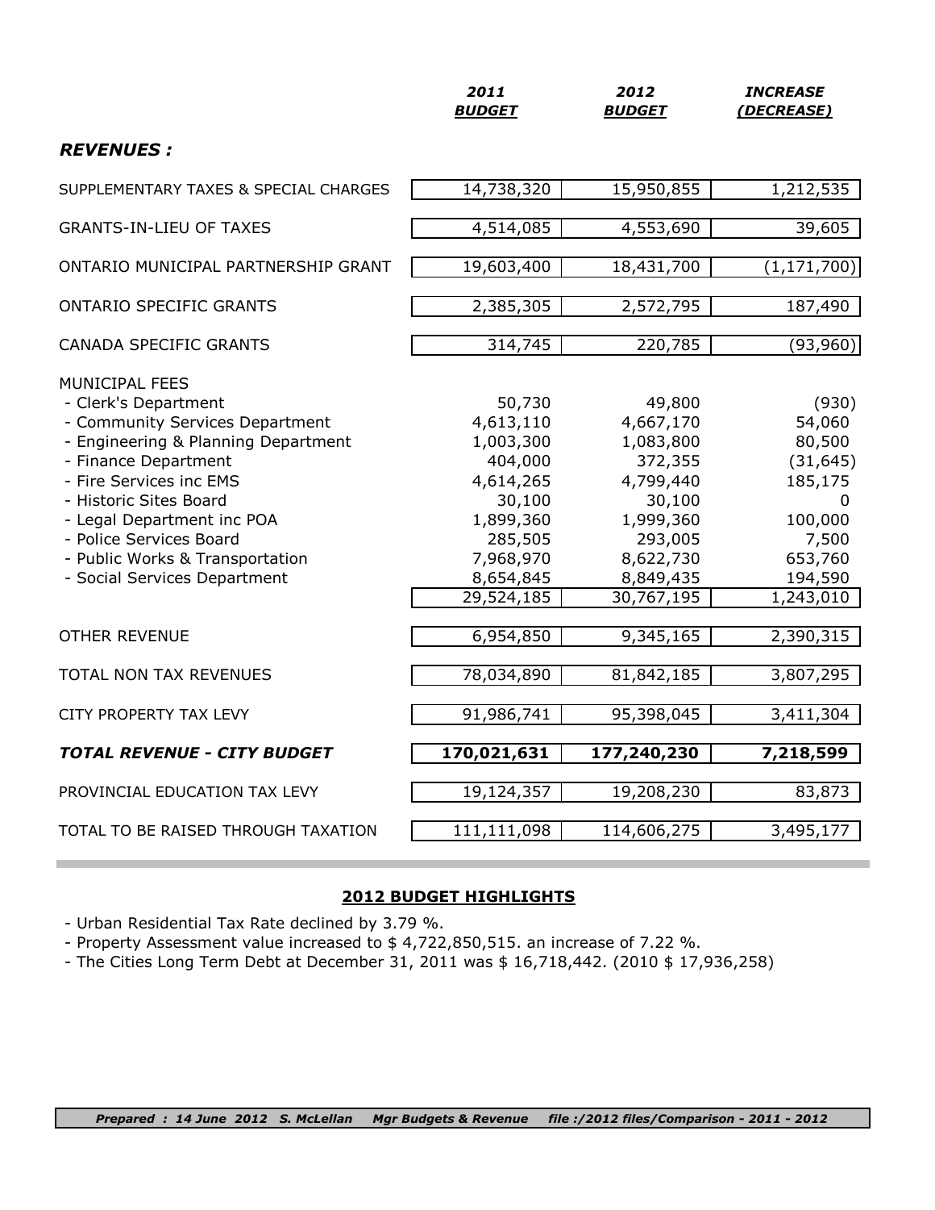| | 2011 BUDGET | 2012 BUDGET | INCREASE (DECREASE) |
|---|---|---|---|
| ***REVENUES :*** | | | |
| SUPPLEMENTARY TAXES & SPECIAL CHARGES | 14,738,320 | 15,950,855 | 1,212,535 |
| GRANTS-IN-LIEU OF TAXES | 4,514,085 | 4,553,690 | 39,605 |
| ONTARIO MUNICIPAL PARTNERSHIP GRANT | 19,603,400 | 18,431,700 | (1,171,700) |
| ONTARIO SPECIFIC GRANTS | 2,385,305 | 2,572,795 | 187,490 |
| CANADA SPECIFIC GRANTS | 314,745 | 220,785 | (93,960) |
| MUNICIPAL FEES | | | |
| - Clerk's Department | 50,730 | 49,800 | (930) |
| - Community Services Department | 4,613,110 | 4,667,170 | 54,060 |
| - Engineering & Planning Department | 1,003,300 | 1,083,800 | 80,500 |
| - Finance Department | 404,000 | 372,355 | (31,645) |
| - Fire Services inc EMS | 4,614,265 | 4,799,440 | 185,175 |
| - Historic Sites Board | 30,100 | 30,100 | 0 |
| - Legal Department inc POA | 1,899,360 | 1,999,360 | 100,000 |
| - Police Services Board | 285,505 | 293,005 | 7,500 |
| - Public Works & Transportation | 7,968,970 | 8,622,730 | 653,760 |
| - Social Services Department | 8,654,845 | 8,849,435 | 194,590 |
| | 29,524,185 | 30,767,195 | 1,243,010 |
| OTHER REVENUE | 6,954,850 | 9,345,165 | 2,390,315 |
| TOTAL NON TAX REVENUES | 78,034,890 | 81,842,185 | 3,807,295 |
| CITY PROPERTY TAX LEVY | 91,986,741 | 95,398,045 | 3,411,304 |
| ***TOTAL REVENUE - CITY BUDGET*** | **170,021,631** | **177,240,230** | **7,218,599** |
| PROVINCIAL EDUCATION TAX LEVY | 19,124,357 | 19,208,230 | 83,873 |
| TOTAL TO BE RAISED THROUGH TAXATION | 111,111,098 | 114,606,275 | 3,495,177 |

## 2012 BUDGET HIGHLIGHTS

- Urban Residential Tax Rate declined by 3.79 %.
- Property Assessment value increased to $ 4,722,850,515. an increase of 7.22 %.
- The Cities Long Term Debt at December 31, 2011 was $ 16,718,442. (2010 $ 17,936,258)

***Prepared : 14 June 2012 S. McLellan Mgr Budgets & Revenue file :/2012 files/Comparison - 2011 - 2012***